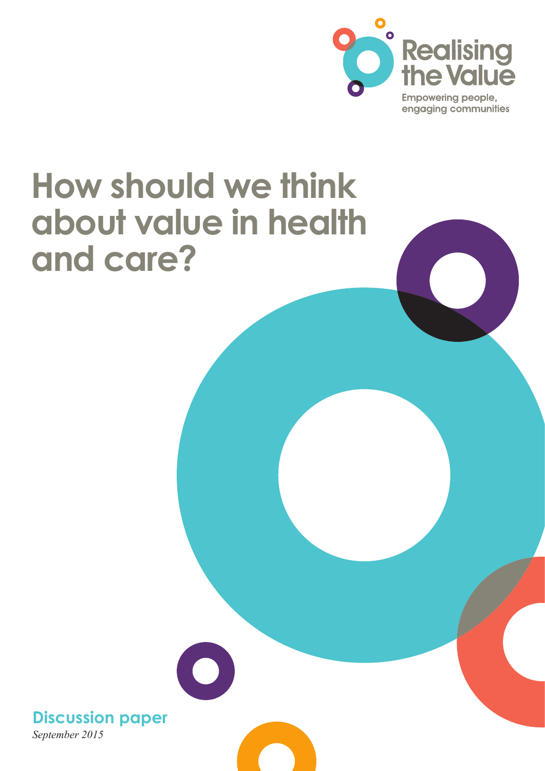Realising the Value

Empowering people, engaging communities

# How should we think about value in health and care?

**Discussion paper**

*September 2015*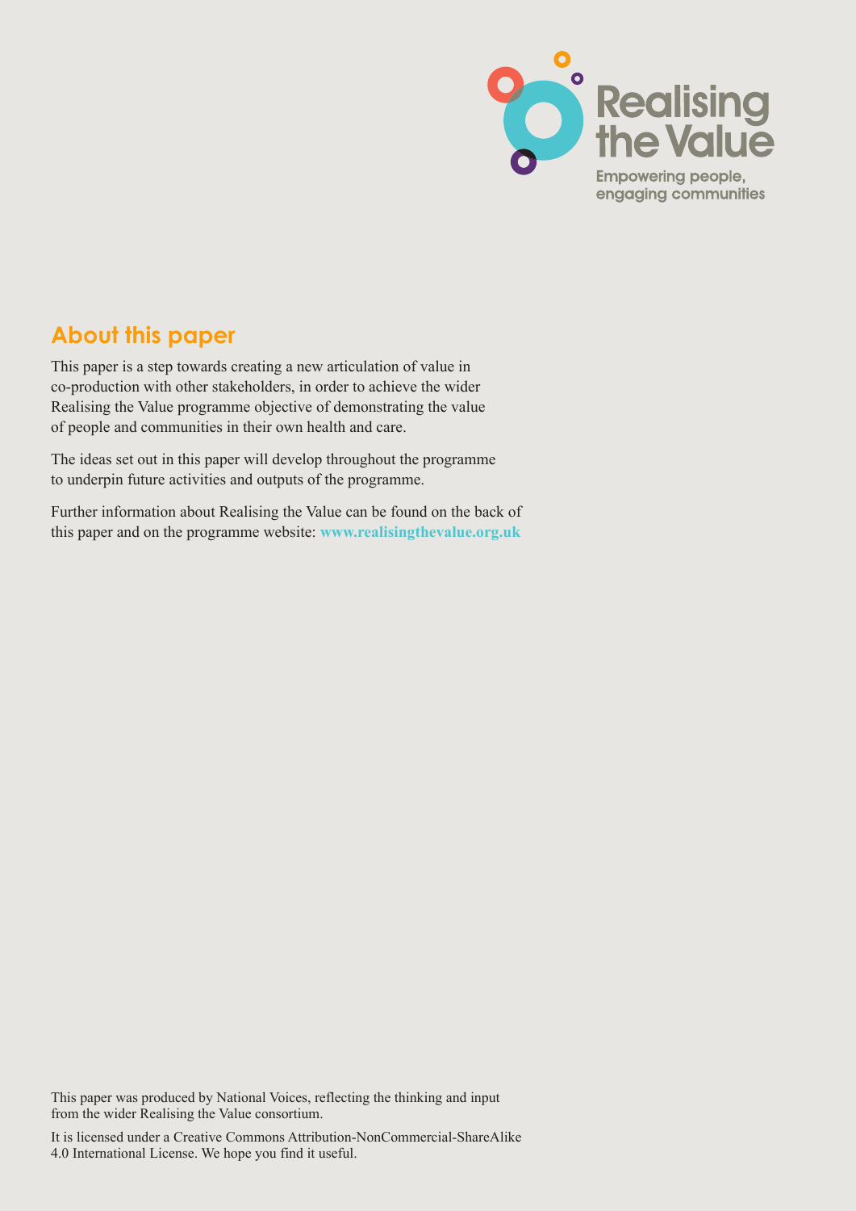Realising the Value

Empowering people, engaging communities

## About this paper

This paper is a step towards creating a new articulation of value in co-production with other stakeholders, in order to achieve the wider Realising the Value programme objective of demonstrating the value of people and communities in their own health and care.

The ideas set out in this paper will develop throughout the programme to underpin future activities and outputs of the programme.

Further information about Realising the Value can be found on the back of this paper and on the programme website: **www.realisingthevalue.org.uk**

This paper was produced by National Voices, reflecting the thinking and input from the wider Realising the Value consortium.

It is licensed under a Creative Commons Attribution-NonCommercial-ShareAlike 4.0 International License. We hope you find it useful.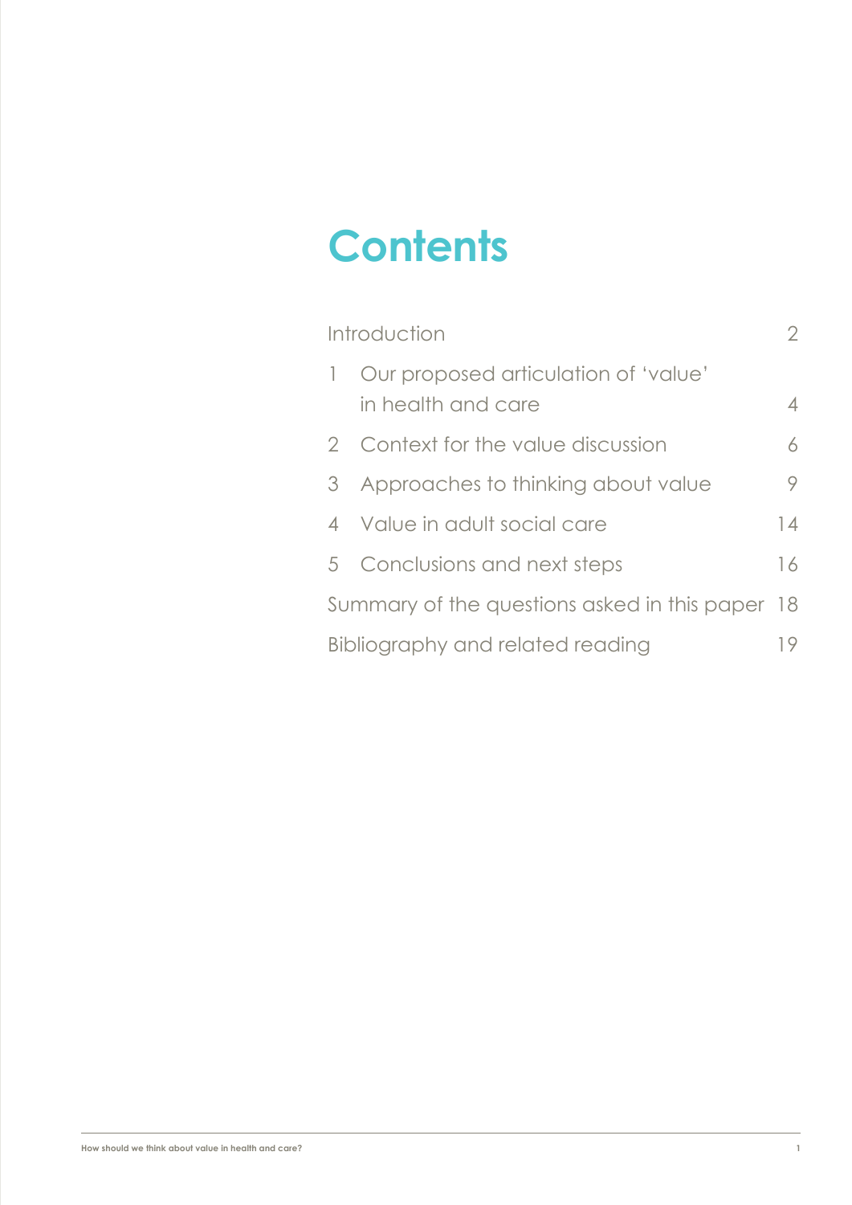# Contents

| | |
|---|---|
| Introduction | 2 |
| 1 Our proposed articulation of ‘value’ in health and care | 4 |
| 2 Context for the value discussion | 6 |
| 3 Approaches to thinking about value | 9 |
| 4 Value in adult social care | 14 |
| 5 Conclusions and next steps | 16 |
| Summary of the questions asked in this paper | 18 |
| Bibliography and related reading | 19 |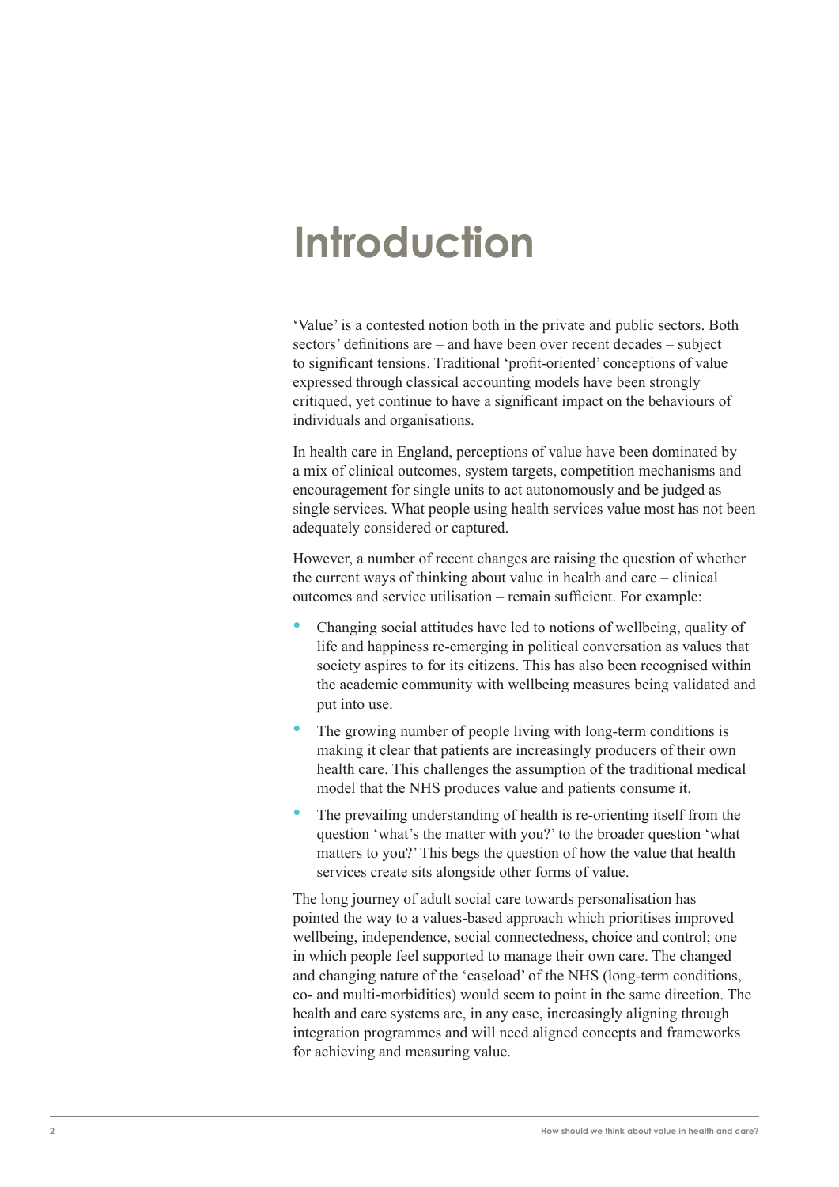# Introduction

'Value' is a contested notion both in the private and public sectors. Both sectors' definitions are – and have been over recent decades – subject to significant tensions. Traditional 'profit-oriented' conceptions of value expressed through classical accounting models have been strongly critiqued, yet continue to have a significant impact on the behaviours of individuals and organisations.

In health care in England, perceptions of value have been dominated by a mix of clinical outcomes, system targets, competition mechanisms and encouragement for single units to act autonomously and be judged as single services. What people using health services value most has not been adequately considered or captured.

However, a number of recent changes are raising the question of whether the current ways of thinking about value in health and care – clinical outcomes and service utilisation – remain sufficient. For example:

- Changing social attitudes have led to notions of wellbeing, quality of life and happiness re-emerging in political conversation as values that society aspires to for its citizens. This has also been recognised within the academic community with wellbeing measures being validated and put into use.
- The growing number of people living with long-term conditions is making it clear that patients are increasingly producers of their own health care. This challenges the assumption of the traditional medical model that the NHS produces value and patients consume it.
- The prevailing understanding of health is re-orienting itself from the question 'what's the matter with you?' to the broader question 'what matters to you?' This begs the question of how the value that health services create sits alongside other forms of value.

The long journey of adult social care towards personalisation has pointed the way to a values-based approach which prioritises improved wellbeing, independence, social connectedness, choice and control; one in which people feel supported to manage their own care. The changed and changing nature of the 'caseload' of the NHS (long-term conditions, co- and multi-morbidities) would seem to point in the same direction. The health and care systems are, in any case, increasingly aligning through integration programmes and will need aligned concepts and frameworks for achieving and measuring value.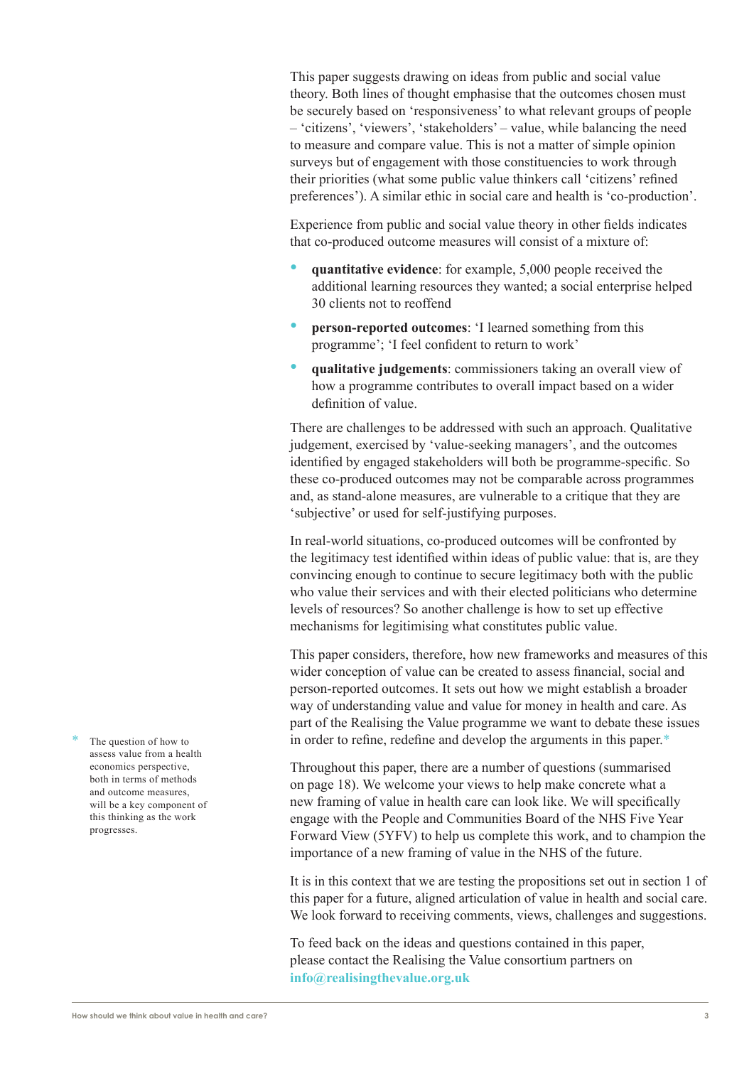This paper suggests drawing on ideas from public and social value theory. Both lines of thought emphasise that the outcomes chosen must be securely based on 'responsiveness' to what relevant groups of people – 'citizens', 'viewers', 'stakeholders' – value, while balancing the need to measure and compare value. This is not a matter of simple opinion surveys but of engagement with those constituencies to work through their priorities (what some public value thinkers call 'citizens' refined preferences'). A similar ethic in social care and health is 'co-production'.

Experience from public and social value theory in other fields indicates that co-produced outcome measures will consist of a mixture of:

- **quantitative evidence**: for example, 5,000 people received the additional learning resources they wanted; a social enterprise helped 30 clients not to reoffend
- **person-reported outcomes**: 'I learned something from this programme'; 'I feel confident to return to work'
- **qualitative judgements**: commissioners taking an overall view of how a programme contributes to overall impact based on a wider definition of value.

There are challenges to be addressed with such an approach. Qualitative judgement, exercised by 'value-seeking managers', and the outcomes identified by engaged stakeholders will both be programme-specific. So these co-produced outcomes may not be comparable across programmes and, as stand-alone measures, are vulnerable to a critique that they are 'subjective' or used for self-justifying purposes.

In real-world situations, co-produced outcomes will be confronted by the legitimacy test identified within ideas of public value: that is, are they convincing enough to continue to secure legitimacy both with the public who value their services and with their elected politicians who determine levels of resources? So another challenge is how to set up effective mechanisms for legitimising what constitutes public value.

This paper considers, therefore, how new frameworks and measures of this wider conception of value can be created to assess financial, social and person-reported outcomes. It sets out how we might establish a broader way of understanding value and value for money in health and care. As part of the Realising the Value programme we want to debate these issues in order to refine, redefine and develop the arguments in this paper.*

\* The question of how to assess value from a health economics perspective, both in terms of methods and outcome measures, will be a key component of this thinking as the work progresses.

Throughout this paper, there are a number of questions (summarised on page 18). We welcome your views to help make concrete what a new framing of value in health care can look like. We will specifically engage with the People and Communities Board of the NHS Five Year Forward View (5YFV) to help us complete this work, and to champion the importance of a new framing of value in the NHS of the future.

It is in this context that we are testing the propositions set out in section 1 of this paper for a future, aligned articulation of value in health and social care. We look forward to receiving comments, views, challenges and suggestions.

To feed back on the ideas and questions contained in this paper, please contact the Realising the Value consortium partners on **info@realisingthevalue.org.uk**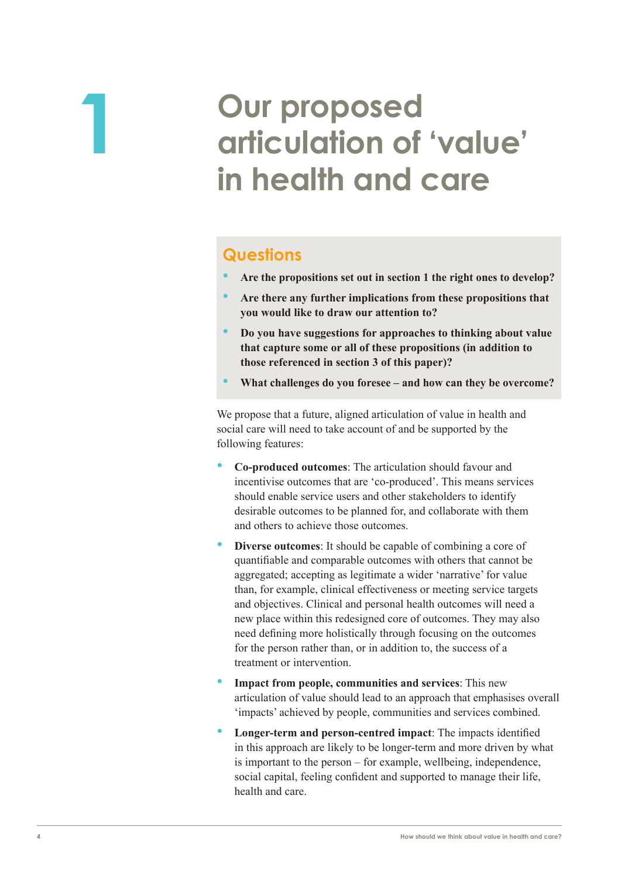# 1 Our proposed articulation of 'value' in health and care

## Questions

- **Are the propositions set out in section 1 the right ones to develop?**
- **Are there any further implications from these propositions that you would like to draw our attention to?**
- **Do you have suggestions for approaches to thinking about value that capture some or all of these propositions (in addition to those referenced in section 3 of this paper)?**
- **What challenges do you foresee – and how can they be overcome?**

We propose that a future, aligned articulation of value in health and social care will need to take account of and be supported by the following features:

- **Co-produced outcomes**: The articulation should favour and incentivise outcomes that are 'co-produced'. This means services should enable service users and other stakeholders to identify desirable outcomes to be planned for, and collaborate with them and others to achieve those outcomes.
- **Diverse outcomes**: It should be capable of combining a core of quantifiable and comparable outcomes with others that cannot be aggregated; accepting as legitimate a wider 'narrative' for value than, for example, clinical effectiveness or meeting service targets and objectives. Clinical and personal health outcomes will need a new place within this redesigned core of outcomes. They may also need defining more holistically through focusing on the outcomes for the person rather than, or in addition to, the success of a treatment or intervention.
- **Impact from people, communities and services**: This new articulation of value should lead to an approach that emphasises overall 'impacts' achieved by people, communities and services combined.
- **Longer-term and person-centred impact**: The impacts identified in this approach are likely to be longer-term and more driven by what is important to the person – for example, wellbeing, independence, social capital, feeling confident and supported to manage their life, health and care.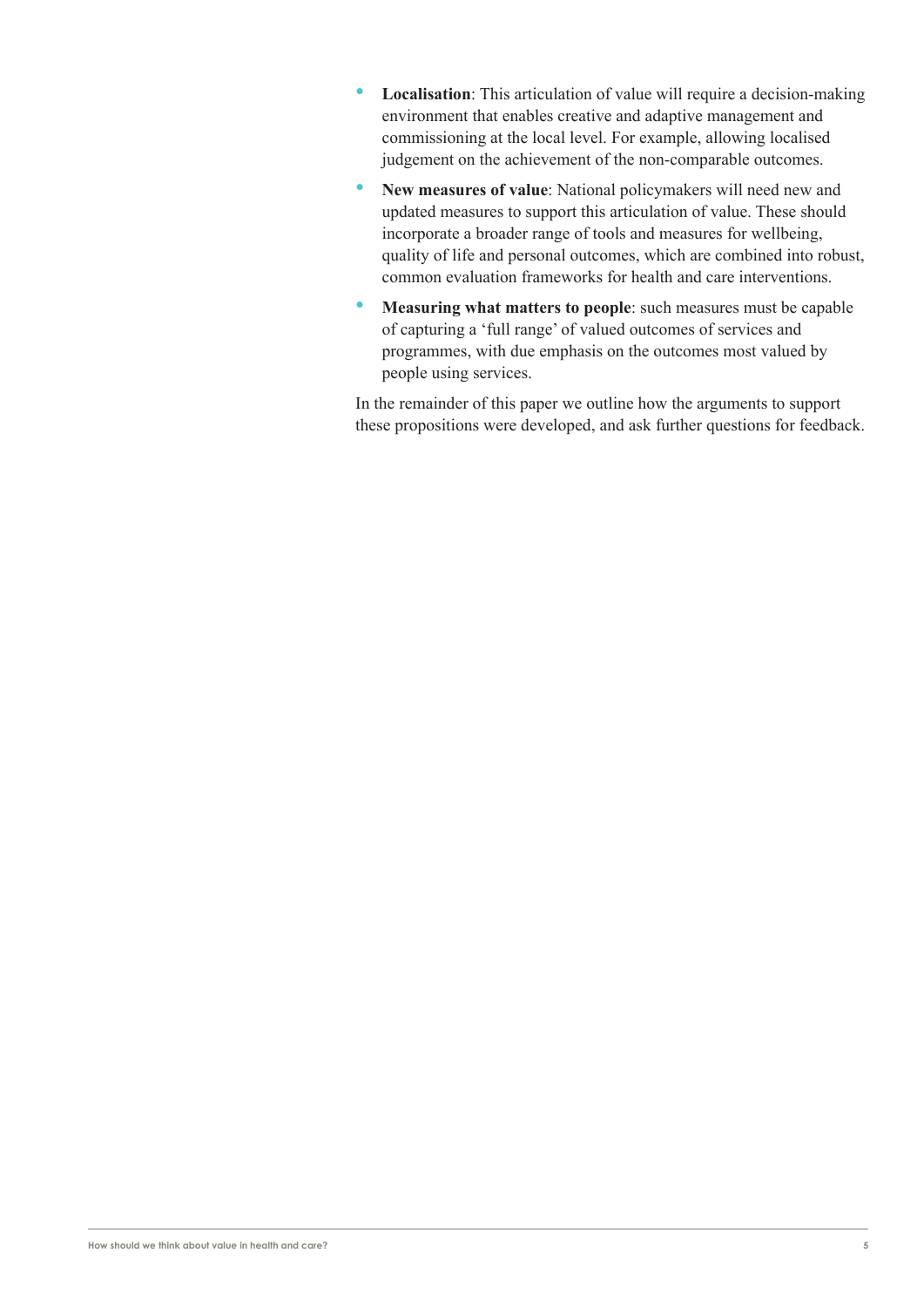- **Localisation**: This articulation of value will require a decision-making environment that enables creative and adaptive management and commissioning at the local level. For example, allowing localised judgement on the achievement of the non-comparable outcomes.
- **New measures of value**: National policymakers will need new and updated measures to support this articulation of value. These should incorporate a broader range of tools and measures for wellbeing, quality of life and personal outcomes, which are combined into robust, common evaluation frameworks for health and care interventions.
- **Measuring what matters to people**: such measures must be capable of capturing a 'full range' of valued outcomes of services and programmes, with due emphasis on the outcomes most valued by people using services.

In the remainder of this paper we outline how the arguments to support these propositions were developed, and ask further questions for feedback.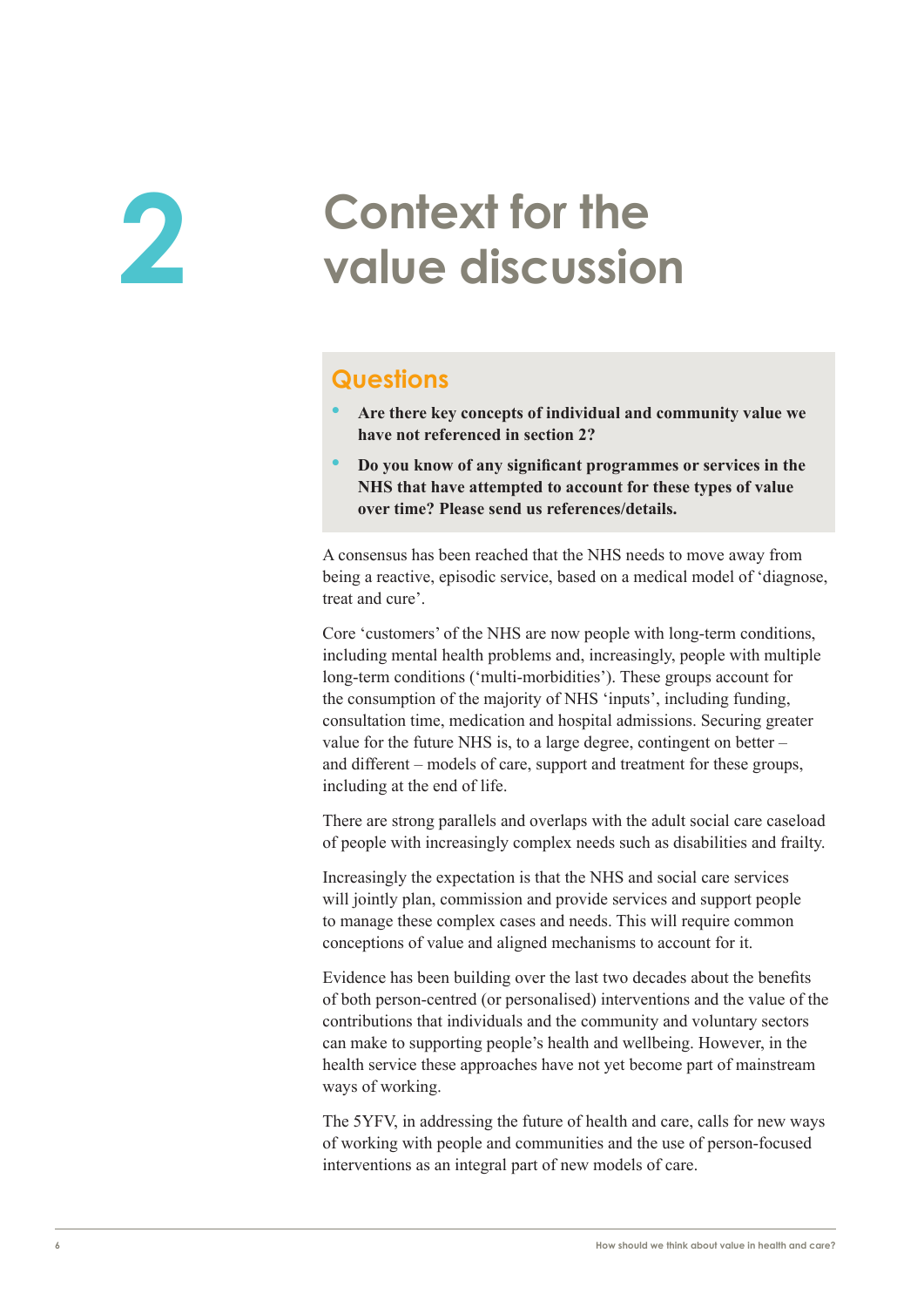# 2 Context for the value discussion

## Questions

- **Are there key concepts of individual and community value we have not referenced in section 2?**
- **Do you know of any significant programmes or services in the NHS that have attempted to account for these types of value over time? Please send us references/details.**

A consensus has been reached that the NHS needs to move away from being a reactive, episodic service, based on a medical model of 'diagnose, treat and cure'.

Core 'customers' of the NHS are now people with long-term conditions, including mental health problems and, increasingly, people with multiple long-term conditions ('multi-morbidities'). These groups account for the consumption of the majority of NHS 'inputs', including funding, consultation time, medication and hospital admissions. Securing greater value for the future NHS is, to a large degree, contingent on better – and different – models of care, support and treatment for these groups, including at the end of life.

There are strong parallels and overlaps with the adult social care caseload of people with increasingly complex needs such as disabilities and frailty.

Increasingly the expectation is that the NHS and social care services will jointly plan, commission and provide services and support people to manage these complex cases and needs. This will require common conceptions of value and aligned mechanisms to account for it.

Evidence has been building over the last two decades about the benefits of both person-centred (or personalised) interventions and the value of the contributions that individuals and the community and voluntary sectors can make to supporting people's health and wellbeing. However, in the health service these approaches have not yet become part of mainstream ways of working.

The 5YFV, in addressing the future of health and care, calls for new ways of working with people and communities and the use of person-focused interventions as an integral part of new models of care.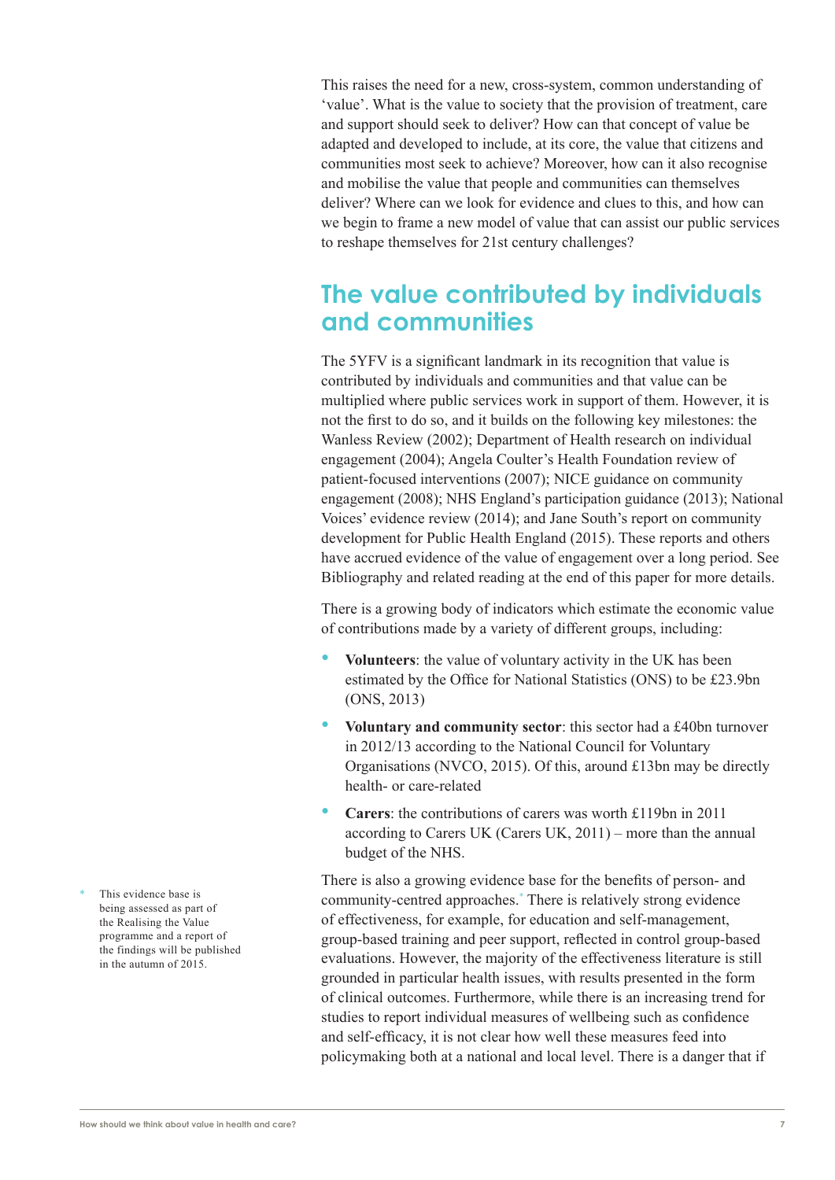This raises the need for a new, cross-system, common understanding of 'value'. What is the value to society that the provision of treatment, care and support should seek to deliver? How can that concept of value be adapted and developed to include, at its core, the value that citizens and communities most seek to achieve? Moreover, how can it also recognise and mobilise the value that people and communities can themselves deliver? Where can we look for evidence and clues to this, and how can we begin to frame a new model of value that can assist our public services to reshape themselves for 21st century challenges?

## The value contributed by individuals and communities

The 5YFV is a significant landmark in its recognition that value is contributed by individuals and communities and that value can be multiplied where public services work in support of them. However, it is not the first to do so, and it builds on the following key milestones: the Wanless Review (2002); Department of Health research on individual engagement (2004); Angela Coulter's Health Foundation review of patient-focused interventions (2007); NICE guidance on community engagement (2008); NHS England's participation guidance (2013); National Voices' evidence review (2014); and Jane South's report on community development for Public Health England (2015). These reports and others have accrued evidence of the value of engagement over a long period. See Bibliography and related reading at the end of this paper for more details.

There is a growing body of indicators which estimate the economic value of contributions made by a variety of different groups, including:

- **Volunteers**: the value of voluntary activity in the UK has been estimated by the Office for National Statistics (ONS) to be £23.9bn (ONS, 2013)
- **Voluntary and community sector**: this sector had a £40bn turnover in 2012/13 according to the National Council for Voluntary Organisations (NVCO, 2015). Of this, around £13bn may be directly health- or care-related
- **Carers**: the contributions of carers was worth £119bn in 2011 according to Carers UK (Carers UK, 2011) – more than the annual budget of the NHS.

There is also a growing evidence base for the benefits of person- and community-centred approaches.* There is relatively strong evidence of effectiveness, for example, for education and self-management, group-based training and peer support, reflected in control group-based evaluations. However, the majority of the effectiveness literature is still grounded in particular health issues, with results presented in the form of clinical outcomes. Furthermore, while there is an increasing trend for studies to report individual measures of wellbeing such as confidence and self-efficacy, it is not clear how well these measures feed into policymaking both at a national and local level. There is a danger that if

* This evidence base is being assessed as part of the Realising the Value programme and a report of the findings will be published in the autumn of 2015.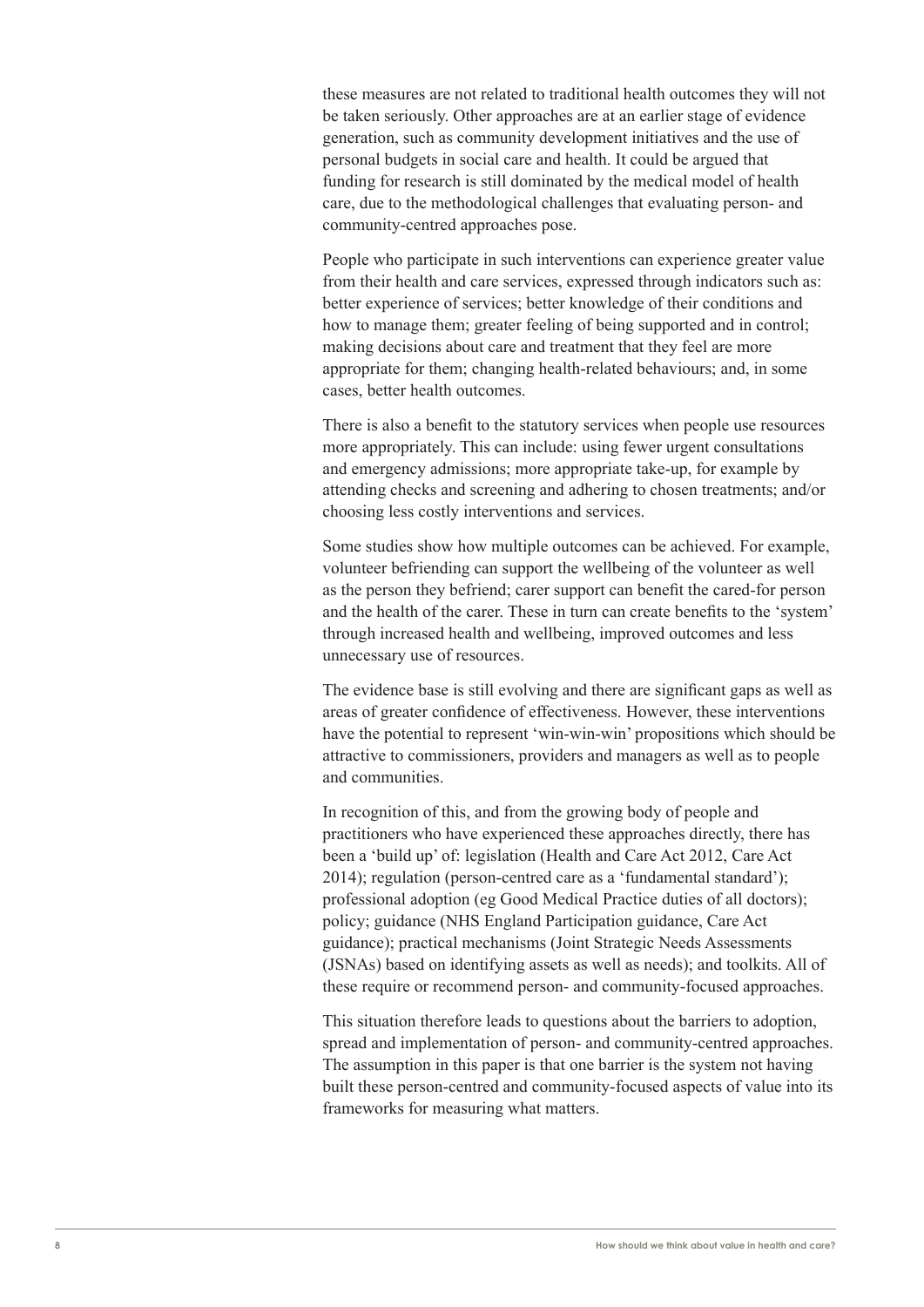these measures are not related to traditional health outcomes they will not be taken seriously. Other approaches are at an earlier stage of evidence generation, such as community development initiatives and the use of personal budgets in social care and health. It could be argued that funding for research is still dominated by the medical model of health care, due to the methodological challenges that evaluating person- and community-centred approaches pose.

People who participate in such interventions can experience greater value from their health and care services, expressed through indicators such as: better experience of services; better knowledge of their conditions and how to manage them; greater feeling of being supported and in control; making decisions about care and treatment that they feel are more appropriate for them; changing health-related behaviours; and, in some cases, better health outcomes.

There is also a benefit to the statutory services when people use resources more appropriately. This can include: using fewer urgent consultations and emergency admissions; more appropriate take-up, for example by attending checks and screening and adhering to chosen treatments; and/or choosing less costly interventions and services.

Some studies show how multiple outcomes can be achieved. For example, volunteer befriending can support the wellbeing of the volunteer as well as the person they befriend; carer support can benefit the cared-for person and the health of the carer. These in turn can create benefits to the 'system' through increased health and wellbeing, improved outcomes and less unnecessary use of resources.

The evidence base is still evolving and there are significant gaps as well as areas of greater confidence of effectiveness. However, these interventions have the potential to represent 'win-win-win' propositions which should be attractive to commissioners, providers and managers as well as to people and communities.

In recognition of this, and from the growing body of people and practitioners who have experienced these approaches directly, there has been a 'build up' of: legislation (Health and Care Act 2012, Care Act 2014); regulation (person-centred care as a 'fundamental standard'); professional adoption (eg Good Medical Practice duties of all doctors); policy; guidance (NHS England Participation guidance, Care Act guidance); practical mechanisms (Joint Strategic Needs Assessments (JSNAs) based on identifying assets as well as needs); and toolkits. All of these require or recommend person- and community-focused approaches.

This situation therefore leads to questions about the barriers to adoption, spread and implementation of person- and community-centred approaches. The assumption in this paper is that one barrier is the system not having built these person-centred and community-focused aspects of value into its frameworks for measuring what matters.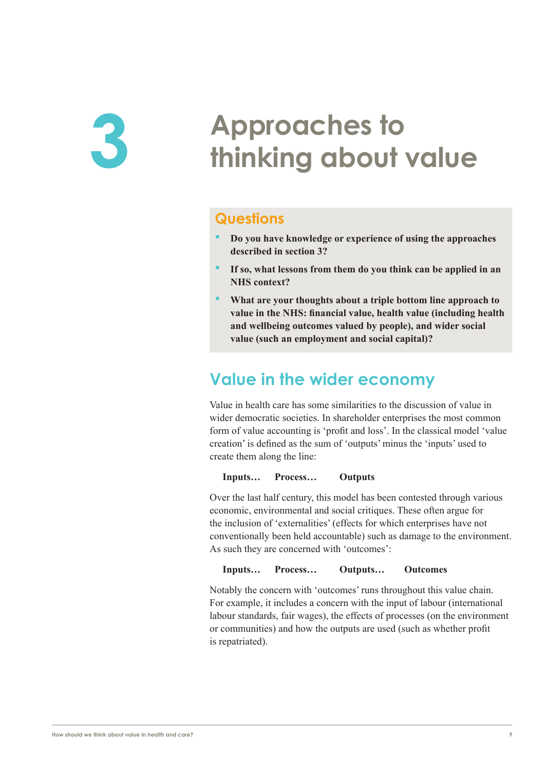# 3 Approaches to thinking about value

## Questions

- **Do you have knowledge or experience of using the approaches described in section 3?**
- **If so, what lessons from them do you think can be applied in an NHS context?**
- **What are your thoughts about a triple bottom line approach to value in the NHS: financial value, health value (including health and wellbeing outcomes valued by people), and wider social value (such an employment and social capital)?**

## Value in the wider economy

Value in health care has some similarities to the discussion of value in wider democratic societies. In shareholder enterprises the most common form of value accounting is 'profit and loss'. In the classical model 'value creation' is defined as the sum of 'outputs' minus the 'inputs' used to create them along the line:

**Inputs… Process… Outputs**

Over the last half century, this model has been contested through various economic, environmental and social critiques. These often argue for the inclusion of 'externalities' (effects for which enterprises have not conventionally been held accountable) such as damage to the environment. As such they are concerned with 'outcomes':

**Inputs… Process… Outputs… Outcomes**

Notably the concern with 'outcomes' runs throughout this value chain. For example, it includes a concern with the input of labour (international labour standards, fair wages), the effects of processes (on the environment or communities) and how the outputs are used (such as whether profit is repatriated).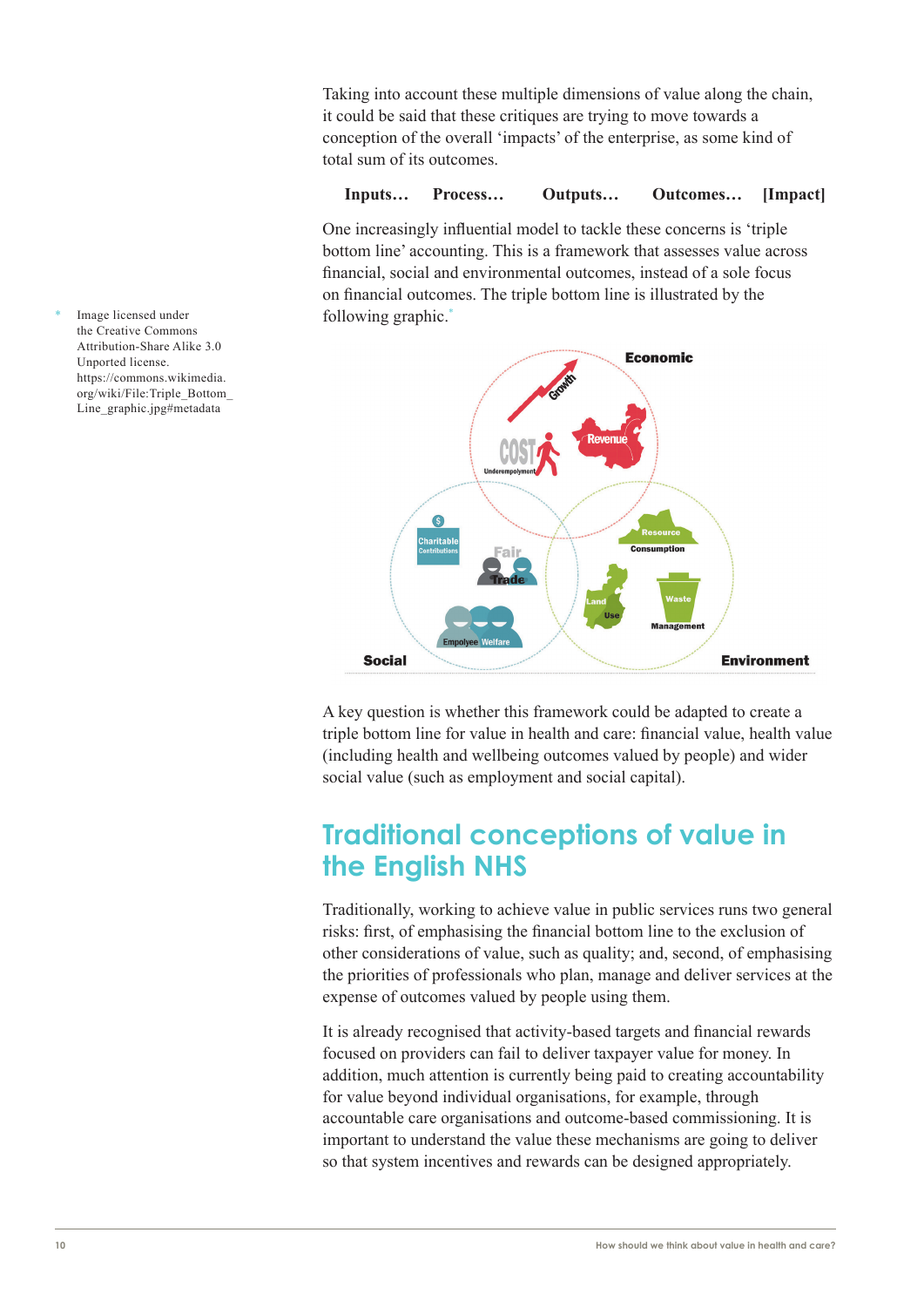Taking into account these multiple dimensions of value along the chain, it could be said that these critiques are trying to move towards a conception of the overall 'impacts' of the enterprise, as some kind of total sum of its outcomes.

**Inputs… Process… Outputs… Outcomes… [Impact]**

One increasingly influential model to tackle these concerns is 'triple bottom line' accounting. This is a framework that assesses value across financial, social and environmental outcomes, instead of a sole focus on financial outcomes. The triple bottom line is illustrated by the following graphic.*

\* Image licensed under the Creative Commons Attribution-Share Alike 3.0 Unported license. https://commons.wikimedia.org/wiki/File:Triple_Bottom_Line_graphic.jpg#metadata

A key question is whether this framework could be adapted to create a triple bottom line for value in health and care: financial value, health value (including health and wellbeing outcomes valued by people) and wider social value (such as employment and social capital).

## Traditional conceptions of value in the English NHS

Traditionally, working to achieve value in public services runs two general risks: first, of emphasising the financial bottom line to the exclusion of other considerations of value, such as quality; and, second, of emphasising the priorities of professionals who plan, manage and deliver services at the expense of outcomes valued by people using them.

It is already recognised that activity-based targets and financial rewards focused on providers can fail to deliver taxpayer value for money. In addition, much attention is currently being paid to creating accountability for value beyond individual organisations, for example, through accountable care organisations and outcome-based commissioning. It is important to understand the value these mechanisms are going to deliver so that system incentives and rewards can be designed appropriately.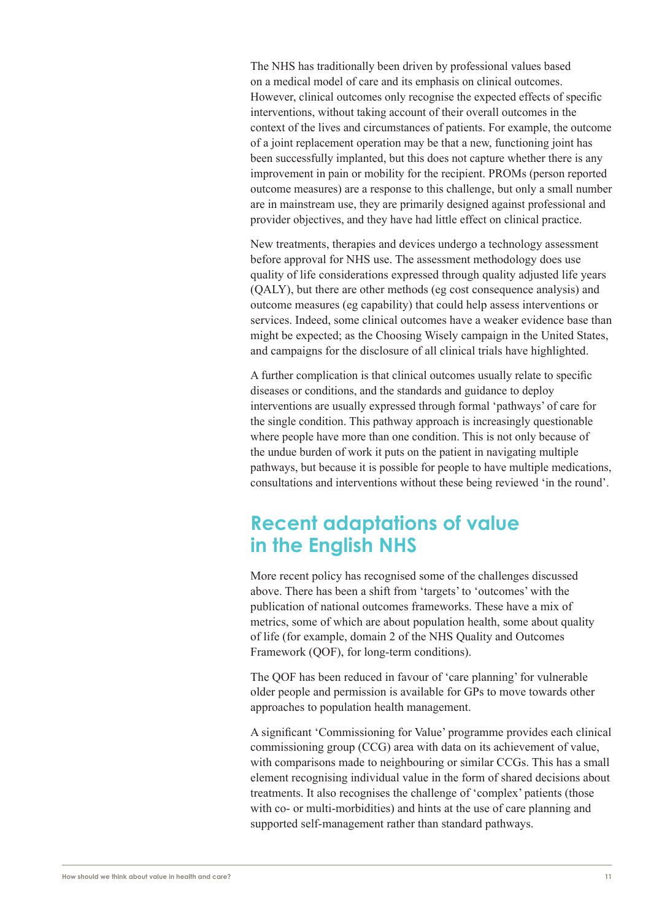The NHS has traditionally been driven by professional values based on a medical model of care and its emphasis on clinical outcomes. However, clinical outcomes only recognise the expected effects of specific interventions, without taking account of their overall outcomes in the context of the lives and circumstances of patients. For example, the outcome of a joint replacement operation may be that a new, functioning joint has been successfully implanted, but this does not capture whether there is any improvement in pain or mobility for the recipient. PROMs (person reported outcome measures) are a response to this challenge, but only a small number are in mainstream use, they are primarily designed against professional and provider objectives, and they have had little effect on clinical practice.

New treatments, therapies and devices undergo a technology assessment before approval for NHS use. The assessment methodology does use quality of life considerations expressed through quality adjusted life years (QALY), but there are other methods (eg cost consequence analysis) and outcome measures (eg capability) that could help assess interventions or services. Indeed, some clinical outcomes have a weaker evidence base than might be expected; as the Choosing Wisely campaign in the United States, and campaigns for the disclosure of all clinical trials have highlighted.

A further complication is that clinical outcomes usually relate to specific diseases or conditions, and the standards and guidance to deploy interventions are usually expressed through formal 'pathways' of care for the single condition. This pathway approach is increasingly questionable where people have more than one condition. This is not only because of the undue burden of work it puts on the patient in navigating multiple pathways, but because it is possible for people to have multiple medications, consultations and interventions without these being reviewed 'in the round'.

## Recent adaptations of value in the English NHS

More recent policy has recognised some of the challenges discussed above. There has been a shift from 'targets' to 'outcomes' with the publication of national outcomes frameworks. These have a mix of metrics, some of which are about population health, some about quality of life (for example, domain 2 of the NHS Quality and Outcomes Framework (QOF), for long-term conditions).

The QOF has been reduced in favour of 'care planning' for vulnerable older people and permission is available for GPs to move towards other approaches to population health management.

A significant 'Commissioning for Value' programme provides each clinical commissioning group (CCG) area with data on its achievement of value, with comparisons made to neighbouring or similar CCGs. This has a small element recognising individual value in the form of shared decisions about treatments. It also recognises the challenge of 'complex' patients (those with co- or multi-morbidities) and hints at the use of care planning and supported self-management rather than standard pathways.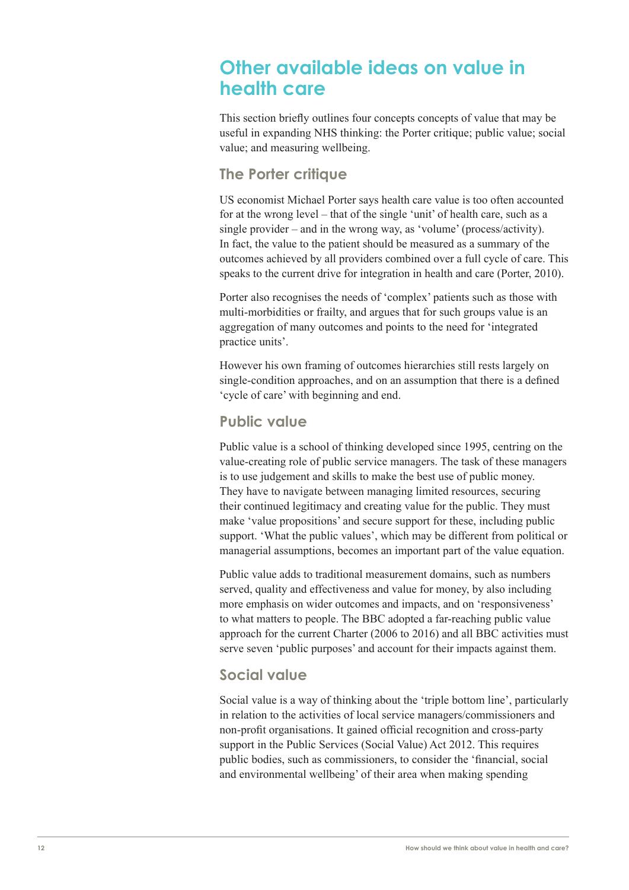# Other available ideas on value in health care

This section briefly outlines four concepts concepts of value that may be useful in expanding NHS thinking: the Porter critique; public value; social value; and measuring wellbeing.

## The Porter critique

US economist Michael Porter says health care value is too often accounted for at the wrong level – that of the single 'unit' of health care, such as a single provider – and in the wrong way, as 'volume' (process/activity). In fact, the value to the patient should be measured as a summary of the outcomes achieved by all providers combined over a full cycle of care. This speaks to the current drive for integration in health and care (Porter, 2010).

Porter also recognises the needs of 'complex' patients such as those with multi-morbidities or frailty, and argues that for such groups value is an aggregation of many outcomes and points to the need for 'integrated practice units'.

However his own framing of outcomes hierarchies still rests largely on single-condition approaches, and on an assumption that there is a defined 'cycle of care' with beginning and end.

## Public value

Public value is a school of thinking developed since 1995, centring on the value-creating role of public service managers. The task of these managers is to use judgement and skills to make the best use of public money. They have to navigate between managing limited resources, securing their continued legitimacy and creating value for the public. They must make 'value propositions' and secure support for these, including public support. 'What the public values', which may be different from political or managerial assumptions, becomes an important part of the value equation.

Public value adds to traditional measurement domains, such as numbers served, quality and effectiveness and value for money, by also including more emphasis on wider outcomes and impacts, and on 'responsiveness' to what matters to people. The BBC adopted a far-reaching public value approach for the current Charter (2006 to 2016) and all BBC activities must serve seven 'public purposes' and account for their impacts against them.

## Social value

Social value is a way of thinking about the 'triple bottom line', particularly in relation to the activities of local service managers/commissioners and non-profit organisations. It gained official recognition and cross-party support in the Public Services (Social Value) Act 2012. This requires public bodies, such as commissioners, to consider the 'financial, social and environmental wellbeing' of their area when making spending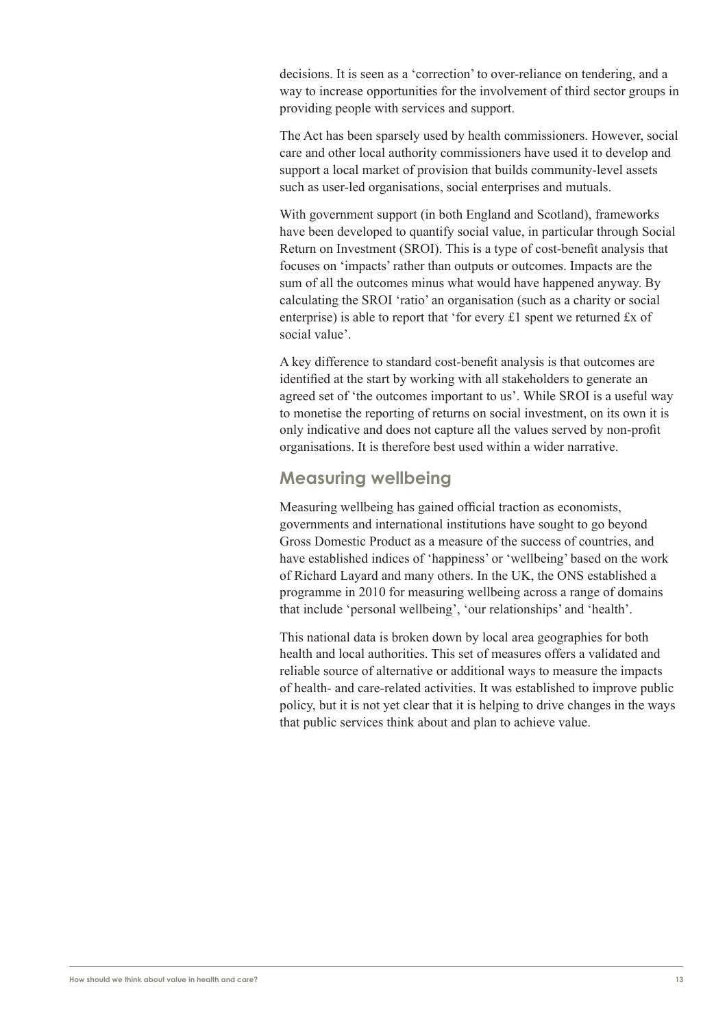decisions. It is seen as a 'correction' to over-reliance on tendering, and a way to increase opportunities for the involvement of third sector groups in providing people with services and support.

The Act has been sparsely used by health commissioners. However, social care and other local authority commissioners have used it to develop and support a local market of provision that builds community-level assets such as user-led organisations, social enterprises and mutuals.

With government support (in both England and Scotland), frameworks have been developed to quantify social value, in particular through Social Return on Investment (SROI). This is a type of cost-benefit analysis that focuses on 'impacts' rather than outputs or outcomes. Impacts are the sum of all the outcomes minus what would have happened anyway. By calculating the SROI 'ratio' an organisation (such as a charity or social enterprise) is able to report that 'for every £1 spent we returned £x of social value'.

A key difference to standard cost-benefit analysis is that outcomes are identified at the start by working with all stakeholders to generate an agreed set of 'the outcomes important to us'. While SROI is a useful way to monetise the reporting of returns on social investment, on its own it is only indicative and does not capture all the values served by non-profit organisations. It is therefore best used within a wider narrative.

## Measuring wellbeing

Measuring wellbeing has gained official traction as economists, governments and international institutions have sought to go beyond Gross Domestic Product as a measure of the success of countries, and have established indices of 'happiness' or 'wellbeing' based on the work of Richard Layard and many others. In the UK, the ONS established a programme in 2010 for measuring wellbeing across a range of domains that include 'personal wellbeing', 'our relationships' and 'health'.

This national data is broken down by local area geographies for both health and local authorities. This set of measures offers a validated and reliable source of alternative or additional ways to measure the impacts of health- and care-related activities. It was established to improve public policy, but it is not yet clear that it is helping to drive changes in the ways that public services think about and plan to achieve value.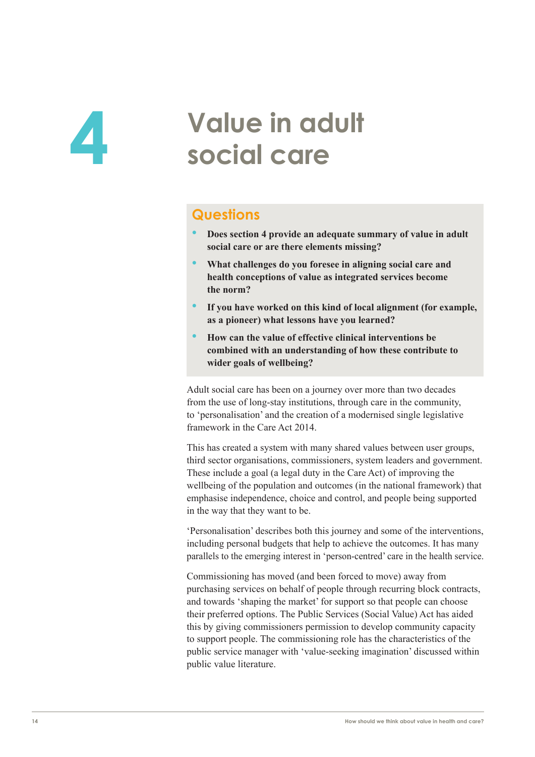# 4 Value in adult social care

## Questions

- **Does section 4 provide an adequate summary of value in adult social care or are there elements missing?**
- **What challenges do you foresee in aligning social care and health conceptions of value as integrated services become the norm?**
- **If you have worked on this kind of local alignment (for example, as a pioneer) what lessons have you learned?**
- **How can the value of effective clinical interventions be combined with an understanding of how these contribute to wider goals of wellbeing?**

Adult social care has been on a journey over more than two decades from the use of long-stay institutions, through care in the community, to 'personalisation' and the creation of a modernised single legislative framework in the Care Act 2014.

This has created a system with many shared values between user groups, third sector organisations, commissioners, system leaders and government. These include a goal (a legal duty in the Care Act) of improving the wellbeing of the population and outcomes (in the national framework) that emphasise independence, choice and control, and people being supported in the way that they want to be.

'Personalisation' describes both this journey and some of the interventions, including personal budgets that help to achieve the outcomes. It has many parallels to the emerging interest in 'person-centred' care in the health service.

Commissioning has moved (and been forced to move) away from purchasing services on behalf of people through recurring block contracts, and towards 'shaping the market' for support so that people can choose their preferred options. The Public Services (Social Value) Act has aided this by giving commissioners permission to develop community capacity to support people. The commissioning role has the characteristics of the public service manager with 'value-seeking imagination' discussed within public value literature.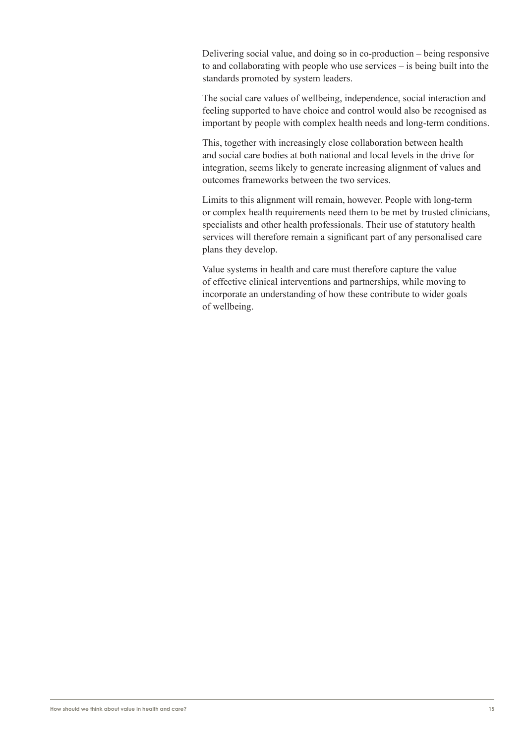Delivering social value, and doing so in co-production – being responsive to and collaborating with people who use services – is being built into the standards promoted by system leaders.

The social care values of wellbeing, independence, social interaction and feeling supported to have choice and control would also be recognised as important by people with complex health needs and long-term conditions.

This, together with increasingly close collaboration between health and social care bodies at both national and local levels in the drive for integration, seems likely to generate increasing alignment of values and outcomes frameworks between the two services.

Limits to this alignment will remain, however. People with long-term or complex health requirements need them to be met by trusted clinicians, specialists and other health professionals. Their use of statutory health services will therefore remain a significant part of any personalised care plans they develop.

Value systems in health and care must therefore capture the value of effective clinical interventions and partnerships, while moving to incorporate an understanding of how these contribute to wider goals of wellbeing.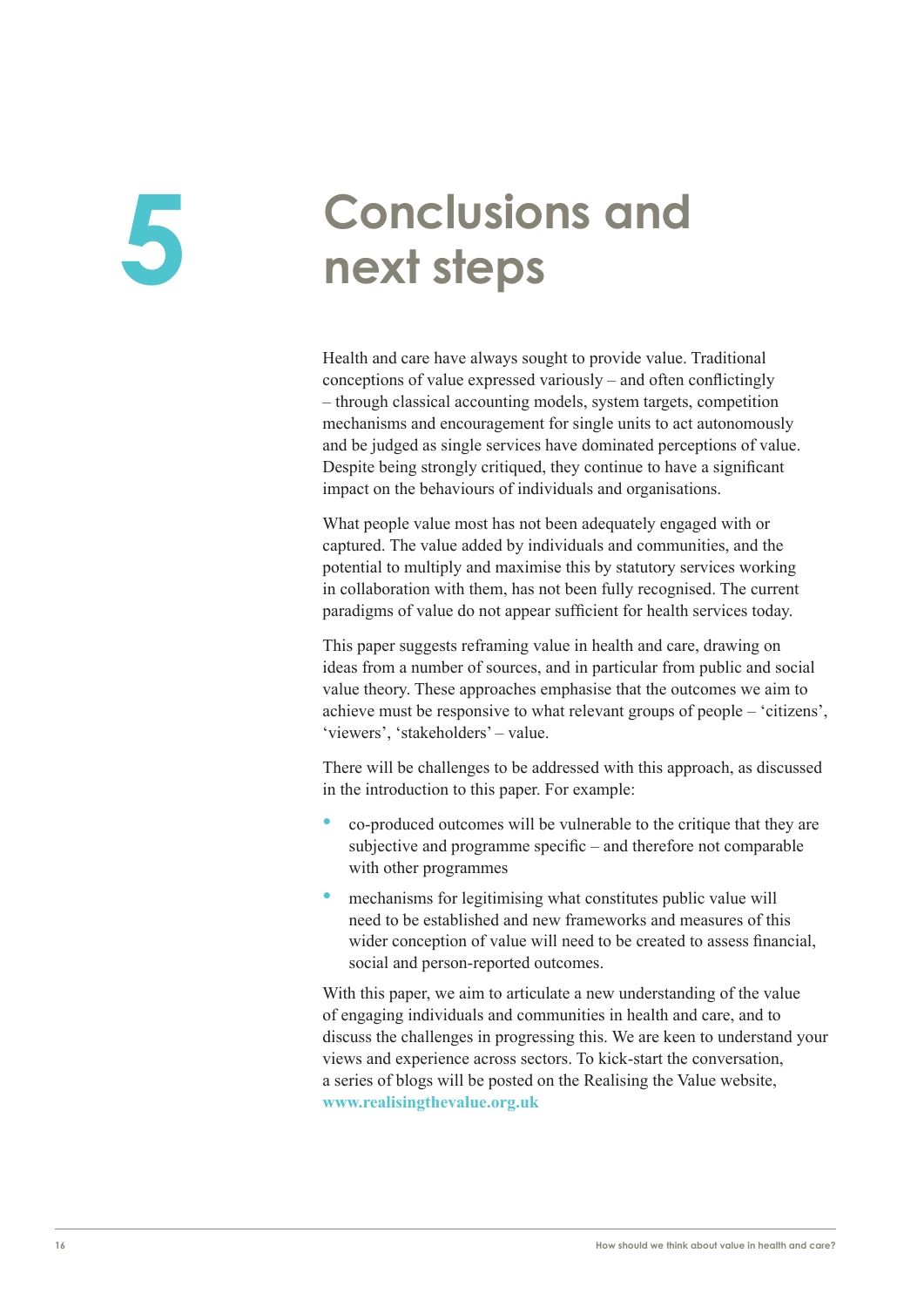# 5 Conclusions and next steps

Health and care have always sought to provide value. Traditional conceptions of value expressed variously – and often conflictingly – through classical accounting models, system targets, competition mechanisms and encouragement for single units to act autonomously and be judged as single services have dominated perceptions of value. Despite being strongly critiqued, they continue to have a significant impact on the behaviours of individuals and organisations.

What people value most has not been adequately engaged with or captured. The value added by individuals and communities, and the potential to multiply and maximise this by statutory services working in collaboration with them, has not been fully recognised. The current paradigms of value do not appear sufficient for health services today.

This paper suggests reframing value in health and care, drawing on ideas from a number of sources, and in particular from public and social value theory. These approaches emphasise that the outcomes we aim to achieve must be responsive to what relevant groups of people – 'citizens', 'viewers', 'stakeholders' – value.

There will be challenges to be addressed with this approach, as discussed in the introduction to this paper. For example:

- co-produced outcomes will be vulnerable to the critique that they are subjective and programme specific – and therefore not comparable with other programmes
- mechanisms for legitimising what constitutes public value will need to be established and new frameworks and measures of this wider conception of value will need to be created to assess financial, social and person-reported outcomes.

With this paper, we aim to articulate a new understanding of the value of engaging individuals and communities in health and care, and to discuss the challenges in progressing this. We are keen to understand your views and experience across sectors. To kick-start the conversation, a series of blogs will be posted on the Realising the Value website, **www.realisingthevalue.org.uk**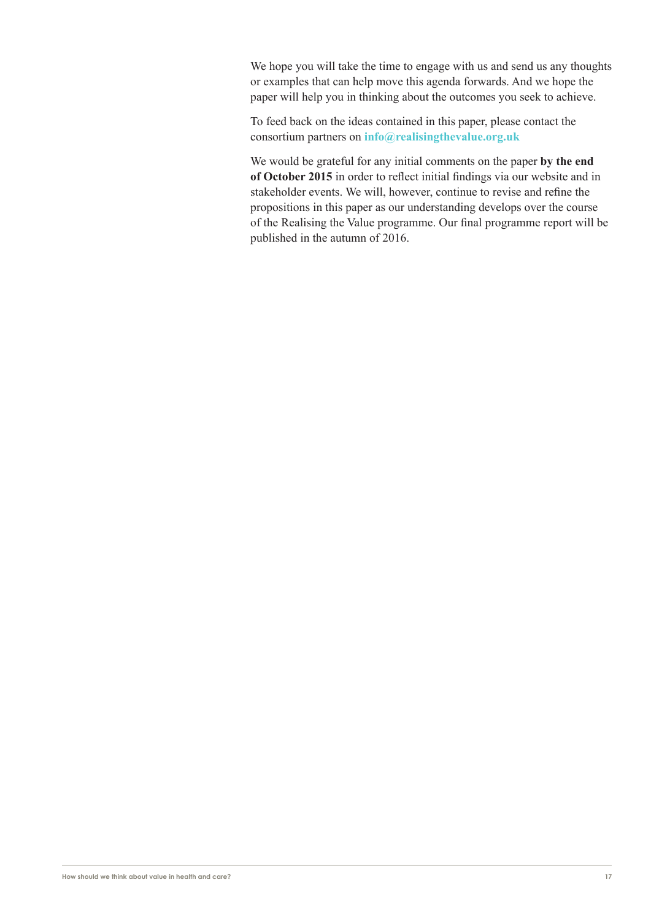We hope you will take the time to engage with us and send us any thoughts or examples that can help move this agenda forwards. And we hope the paper will help you in thinking about the outcomes you seek to achieve.

To feed back on the ideas contained in this paper, please contact the consortium partners on **info@realisingthevalue.org.uk**

We would be grateful for any initial comments on the paper **by the end of October 2015** in order to reflect initial findings via our website and in stakeholder events. We will, however, continue to revise and refine the propositions in this paper as our understanding develops over the course of the Realising the Value programme. Our final programme report will be published in the autumn of 2016.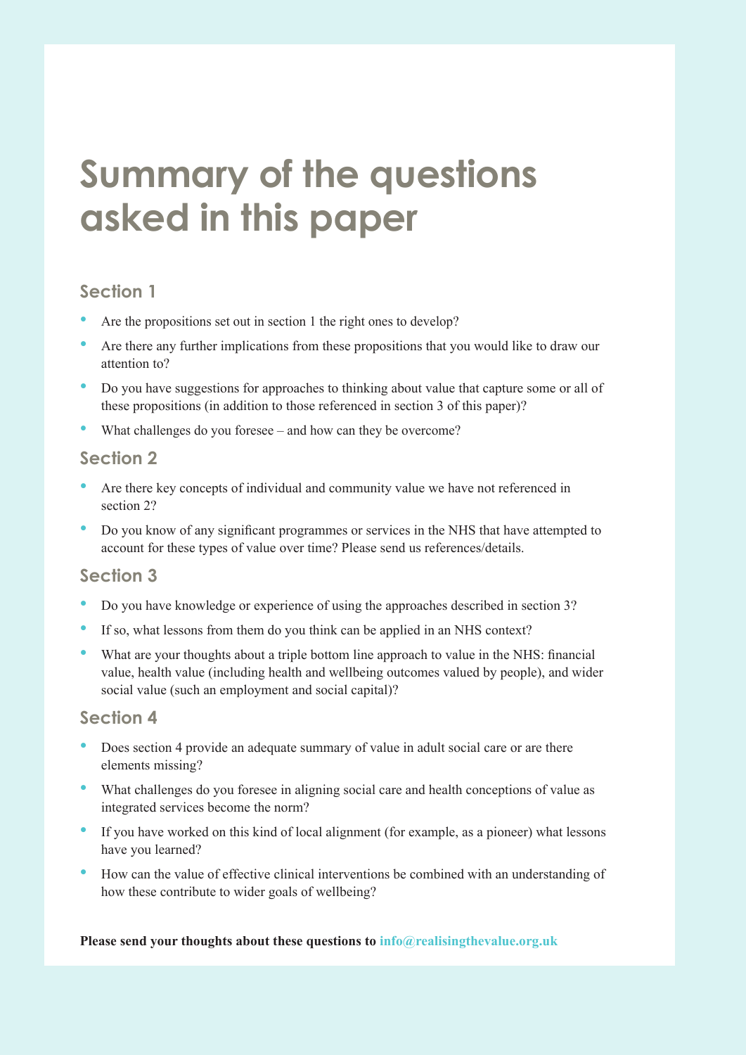# Summary of the questions asked in this paper

## Section 1

- Are the propositions set out in section 1 the right ones to develop?
- Are there any further implications from these propositions that you would like to draw our attention to?
- Do you have suggestions for approaches to thinking about value that capture some or all of these propositions (in addition to those referenced in section 3 of this paper)?
- What challenges do you foresee – and how can they be overcome?

## Section 2

- Are there key concepts of individual and community value we have not referenced in section 2?
- Do you know of any significant programmes or services in the NHS that have attempted to account for these types of value over time? Please send us references/details.

## Section 3

- Do you have knowledge or experience of using the approaches described in section 3?
- If so, what lessons from them do you think can be applied in an NHS context?
- What are your thoughts about a triple bottom line approach to value in the NHS: financial value, health value (including health and wellbeing outcomes valued by people), and wider social value (such an employment and social capital)?

## Section 4

- Does section 4 provide an adequate summary of value in adult social care or are there elements missing?
- What challenges do you foresee in aligning social care and health conceptions of value as integrated services become the norm?
- If you have worked on this kind of local alignment (for example, as a pioneer) what lessons have you learned?
- How can the value of effective clinical interventions be combined with an understanding of how these contribute to wider goals of wellbeing?

**Please send your thoughts about these questions to info@realisingthevalue.org.uk**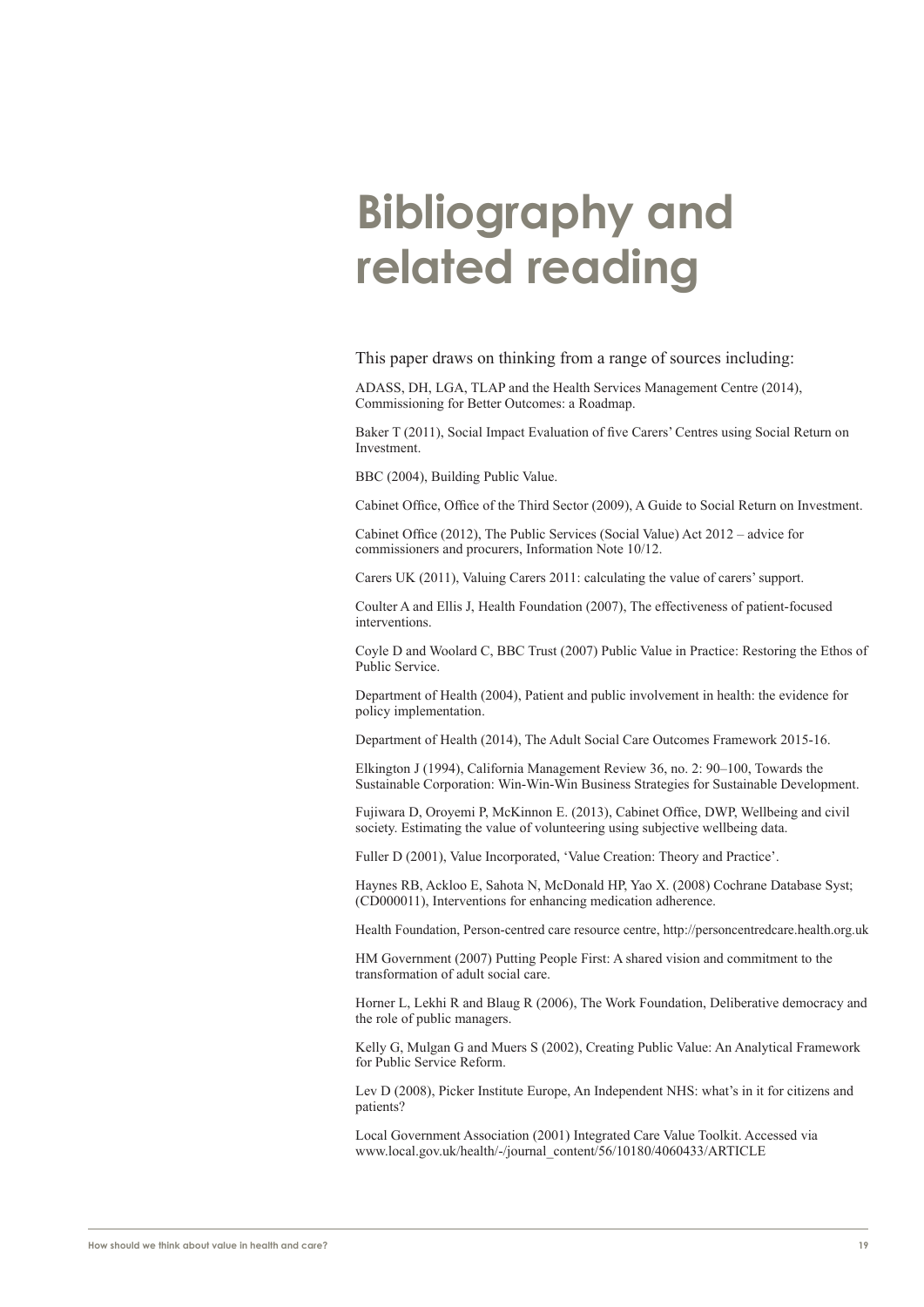# Bibliography and related reading

This paper draws on thinking from a range of sources including:

ADASS, DH, LGA, TLAP and the Health Services Management Centre (2014), Commissioning for Better Outcomes: a Roadmap.

Baker T (2011), Social Impact Evaluation of five Carers' Centres using Social Return on Investment.

BBC (2004), Building Public Value.

Cabinet Office, Office of the Third Sector (2009), A Guide to Social Return on Investment.

Cabinet Office (2012), The Public Services (Social Value) Act 2012 – advice for commissioners and procurers, Information Note 10/12.

Carers UK (2011), Valuing Carers 2011: calculating the value of carers' support.

Coulter A and Ellis J, Health Foundation (2007), The effectiveness of patient-focused interventions.

Coyle D and Woolard C, BBC Trust (2007) Public Value in Practice: Restoring the Ethos of Public Service.

Department of Health (2004), Patient and public involvement in health: the evidence for policy implementation.

Department of Health (2014), The Adult Social Care Outcomes Framework 2015-16.

Elkington J (1994), California Management Review 36, no. 2: 90–100, Towards the Sustainable Corporation: Win-Win-Win Business Strategies for Sustainable Development.

Fujiwara D, Oroyemi P, McKinnon E. (2013), Cabinet Office, DWP, Wellbeing and civil society. Estimating the value of volunteering using subjective wellbeing data.

Fuller D (2001), Value Incorporated, 'Value Creation: Theory and Practice'.

Haynes RB, Ackloo E, Sahota N, McDonald HP, Yao X. (2008) Cochrane Database Syst; (CD000011), Interventions for enhancing medication adherence.

Health Foundation, Person-centred care resource centre, http://personcentredcare.health.org.uk

HM Government (2007) Putting People First: A shared vision and commitment to the transformation of adult social care.

Horner L, Lekhi R and Blaug R (2006), The Work Foundation, Deliberative democracy and the role of public managers.

Kelly G, Mulgan G and Muers S (2002), Creating Public Value: An Analytical Framework for Public Service Reform.

Lev D (2008), Picker Institute Europe, An Independent NHS: what's in it for citizens and patients?

Local Government Association (2001) Integrated Care Value Toolkit. Accessed via www.local.gov.uk/health/-/journal_content/56/10180/4060433/ARTICLE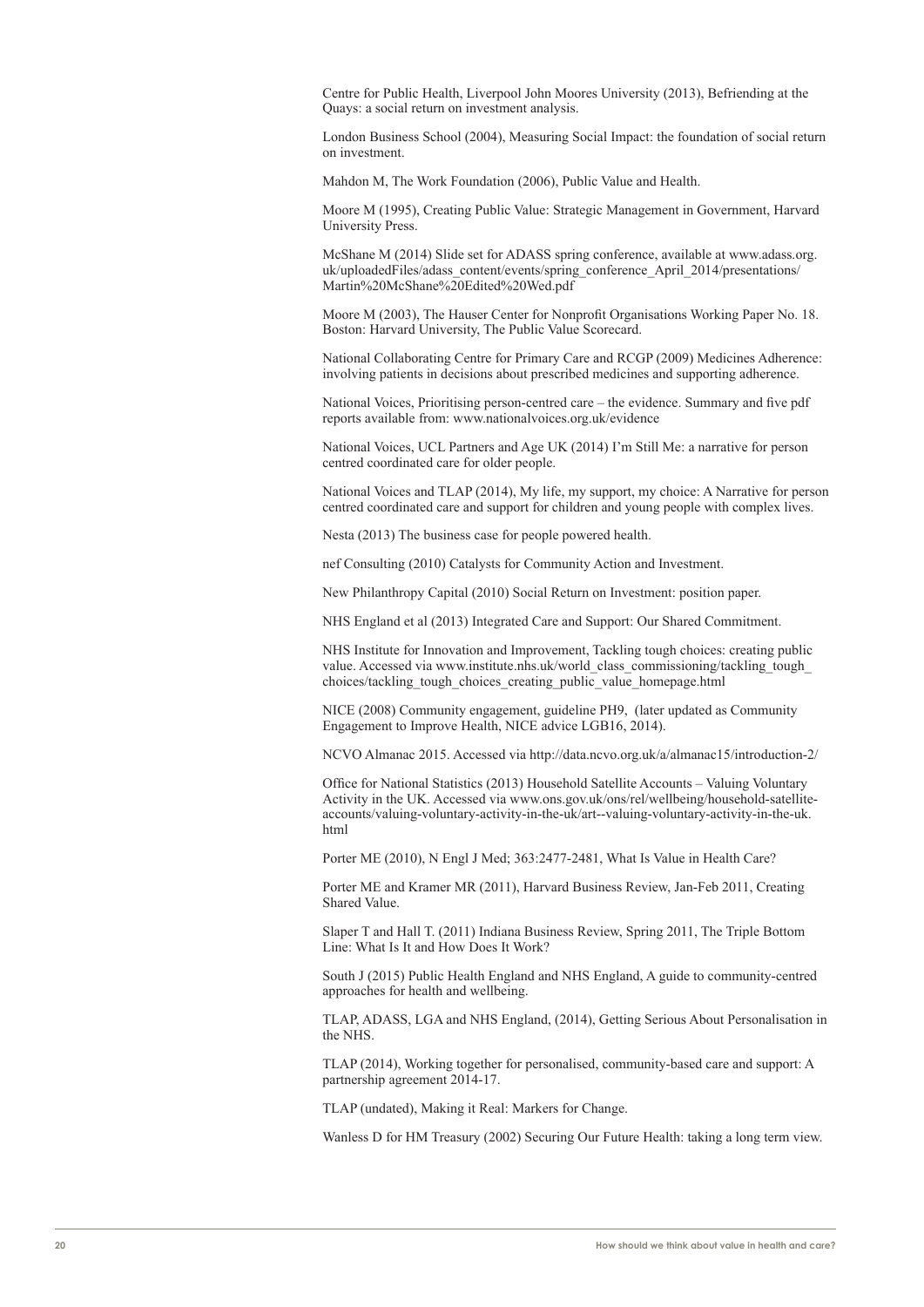Centre for Public Health, Liverpool John Moores University (2013), Befriending at the Quays: a social return on investment analysis.

London Business School (2004), Measuring Social Impact: the foundation of social return on investment.

Mahdon M, The Work Foundation (2006), Public Value and Health.

Moore M (1995), Creating Public Value: Strategic Management in Government, Harvard University Press.

McShane M (2014) Slide set for ADASS spring conference, available at www.adass.org.uk/uploadedFiles/adass_content/events/spring_conference_April_2014/presentations/Martin%20McShane%20Edited%20Wed.pdf

Moore M (2003), The Hauser Center for Nonprofit Organisations Working Paper No. 18. Boston: Harvard University, The Public Value Scorecard.

National Collaborating Centre for Primary Care and RCGP (2009) Medicines Adherence: involving patients in decisions about prescribed medicines and supporting adherence.

National Voices, Prioritising person-centred care – the evidence. Summary and five pdf reports available from: www.nationalvoices.org.uk/evidence

National Voices, UCL Partners and Age UK (2014) I'm Still Me: a narrative for person centred coordinated care for older people.

National Voices and TLAP (2014), My life, my support, my choice: A Narrative for person centred coordinated care and support for children and young people with complex lives.

Nesta (2013) The business case for people powered health.

nef Consulting (2010) Catalysts for Community Action and Investment.

New Philanthropy Capital (2010) Social Return on Investment: position paper.

NHS England et al (2013) Integrated Care and Support: Our Shared Commitment.

NHS Institute for Innovation and Improvement, Tackling tough choices: creating public value. Accessed via www.institute.nhs.uk/world_class_commissioning/tackling_tough_choices/tackling_tough_choices_creating_public_value_homepage.html

NICE (2008) Community engagement, guideline PH9, (later updated as Community Engagement to Improve Health, NICE advice LGB16, 2014).

NCVO Almanac 2015. Accessed via http://data.ncvo.org.uk/a/almanac15/introduction-2/

Office for National Statistics (2013) Household Satellite Accounts – Valuing Voluntary Activity in the UK. Accessed via www.ons.gov.uk/ons/rel/wellbeing/household-satellite-accounts/valuing-voluntary-activity-in-the-uk/art--valuing-voluntary-activity-in-the-uk.html

Porter ME (2010), N Engl J Med; 363:2477-2481, What Is Value in Health Care?

Porter ME and Kramer MR (2011), Harvard Business Review, Jan-Feb 2011, Creating Shared Value.

Slaper T and Hall T. (2011) Indiana Business Review, Spring 2011, The Triple Bottom Line: What Is It and How Does It Work?

South J (2015) Public Health England and NHS England, A guide to community-centred approaches for health and wellbeing.

TLAP, ADASS, LGA and NHS England, (2014), Getting Serious About Personalisation in the NHS.

TLAP (2014), Working together for personalised, community-based care and support: A partnership agreement 2014-17.

TLAP (undated), Making it Real: Markers for Change.

Wanless D for HM Treasury (2002) Securing Our Future Health: taking a long term view.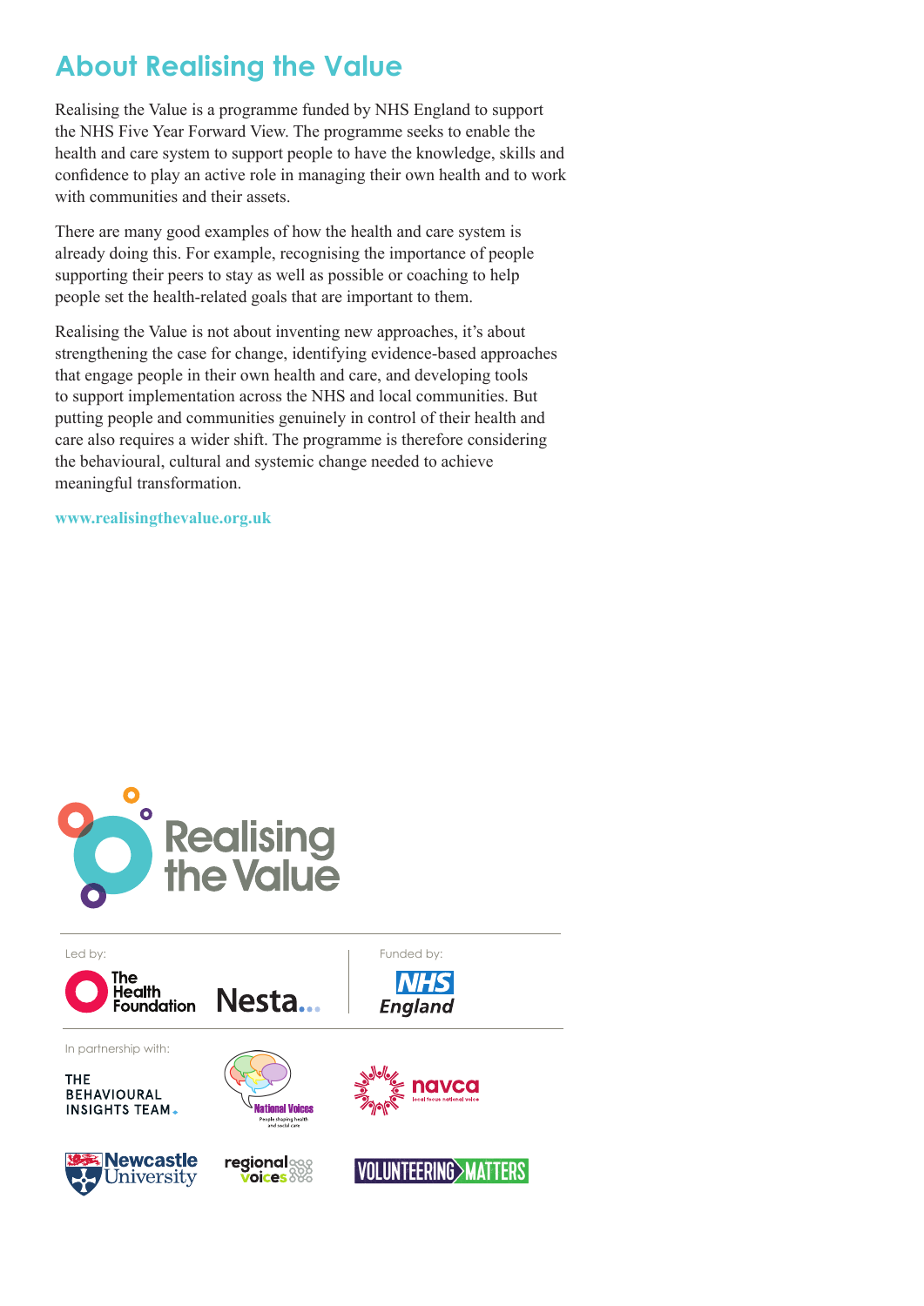## About Realising the Value

Realising the Value is a programme funded by NHS England to support the NHS Five Year Forward View. The programme seeks to enable the health and care system to support people to have the knowledge, skills and confidence to play an active role in managing their own health and to work with communities and their assets.

There are many good examples of how the health and care system is already doing this. For example, recognising the importance of people supporting their peers to stay as well as possible or coaching to help people set the health-related goals that are important to them.

Realising the Value is not about inventing new approaches, it's about strengthening the case for change, identifying evidence-based approaches that engage people in their own health and care, and developing tools to support implementation across the NHS and local communities. But putting people and communities genuinely in control of their health and care also requires a wider shift. The programme is therefore considering the behavioural, cultural and systemic change needed to achieve meaningful transformation.

www.realisingthevalue.org.uk

Realising the Value

Led by:

The Health Foundation

Nesta

Funded by:

NHS England

In partnership with:

The Behavioural Insights Team

National Voices

navca

Newcastle University

regional voices

Volunteering Matters